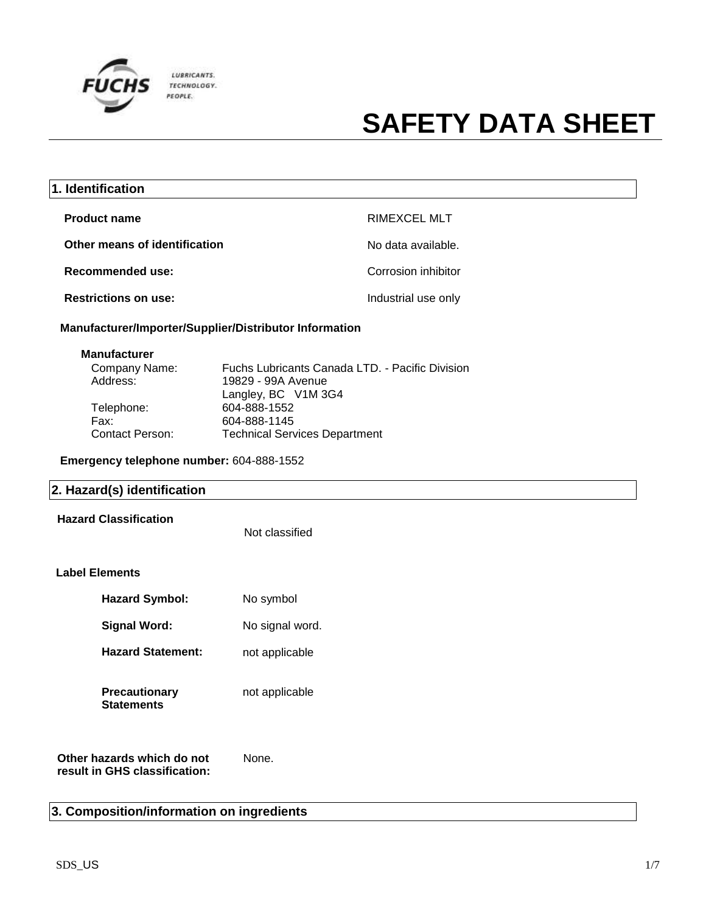FUCHS LUBRICANTS. TECHNOLOGY. PEOPLE.

# SAFETY DATA SHEET

## 1. Identification

**Product name** RIMEXCEL MLT

**Other means of identification** No data available.

**Recommended use:** Corrosion inhibitor

**Restrictions on use:** Industrial use only

**Manufacturer/Importer/Supplier/Distributor Information**

**Manufacturer**

Company Name: Fuchs Lubricants Canada LTD. - Pacific Division
Address: 19829 - 99A Avenue
Langley, BC V1M 3G4
Telephone: 604-888-1552
Fax: 604-888-1145
Contact Person: Technical Services Department

**Emergency telephone number:** 604-888-1552

## 2. Hazard(s) identification

**Hazard Classification** Not classified

**Label Elements**

**Hazard Symbol:** No symbol

**Signal Word:** No signal word.

**Hazard Statement:** not applicable

**Precautionary Statements** not applicable

**Other hazards which do not result in GHS classification:** None.

## 3. Composition/information on ingredients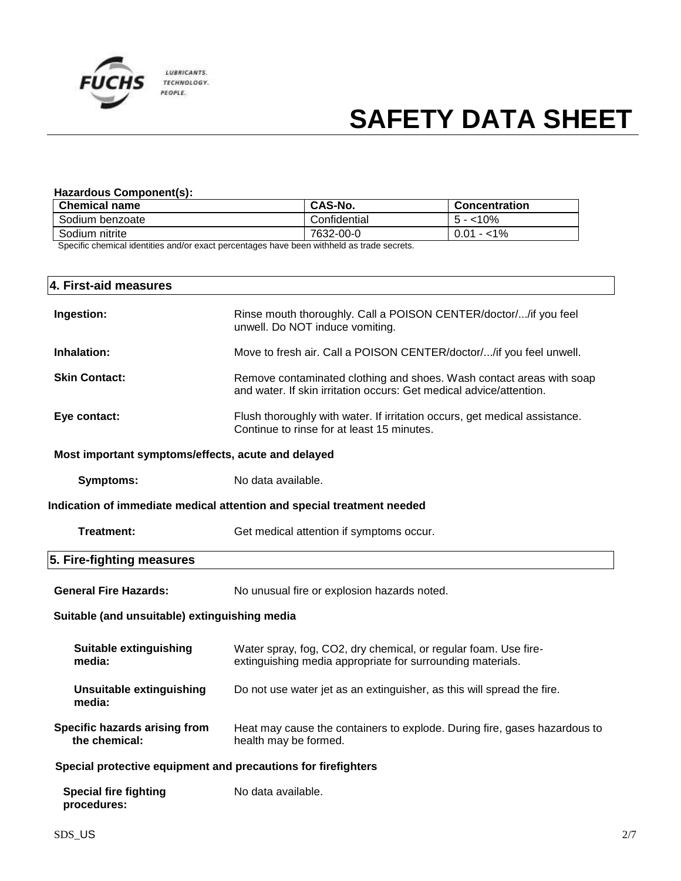**Hazardous Component(s):**

| Chemical name | CAS-No. | Concentration |
|---|---|---|
| Sodium benzoate | Confidential | 5 - <10% |
| Sodium nitrite | 7632-00-0 | 0.01 - <1% |

Specific chemical identities and/or exact percentages have been withheld as trade secrets.

## 4. First-aid measures

**Ingestion:** Rinse mouth thoroughly. Call a POISON CENTER/doctor/.../if you feel unwell. Do NOT induce vomiting.

**Inhalation:** Move to fresh air. Call a POISON CENTER/doctor/.../if you feel unwell.

**Skin Contact:** Remove contaminated clothing and shoes. Wash contact areas with soap and water. If skin irritation occurs: Get medical advice/attention.

**Eye contact:** Flush thoroughly with water. If irritation occurs, get medical assistance. Continue to rinse for at least 15 minutes.

**Most important symptoms/effects, acute and delayed**

**Symptoms:** No data available.

**Indication of immediate medical attention and special treatment needed**

**Treatment:** Get medical attention if symptoms occur.

## 5. Fire-fighting measures

**General Fire Hazards:** No unusual fire or explosion hazards noted.

**Suitable (and unsuitable) extinguishing media**

**Suitable extinguishing media:** Water spray, fog, $CO_2$, dry chemical, or regular foam. Use fire-extinguishing media appropriate for surrounding materials.

**Unsuitable extinguishing media:** Do not use water jet as an extinguisher, as this will spread the fire.

**Specific hazards arising from the chemical:** Heat may cause the containers to explode. During fire, gases hazardous to health may be formed.

**Special protective equipment and precautions for firefighters**

**Special fire fighting procedures:** No data available.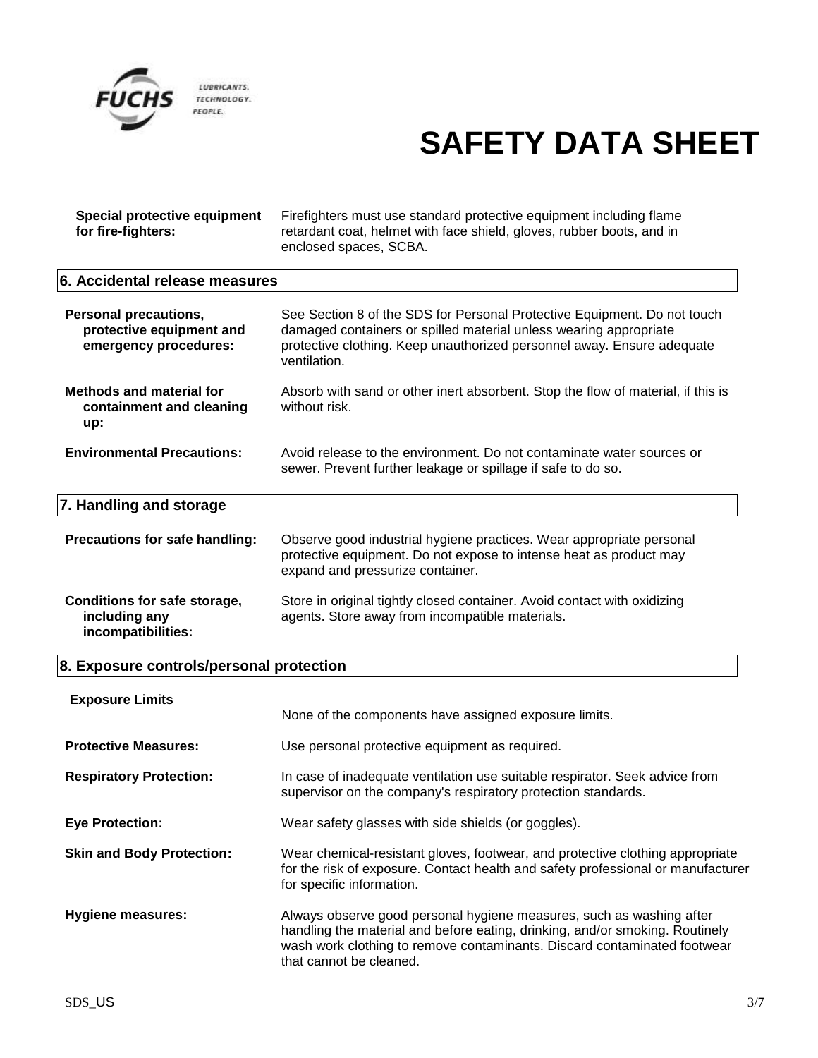# SAFETY DATA SHEET

**Special protective equipment for fire-fighters:** Firefighters must use standard protective equipment including flame retardant coat, helmet with face shield, gloves, rubber boots, and in enclosed spaces, SCBA.

## 6. Accidental release measures

**Personal precautions, protective equipment and emergency procedures:** See Section 8 of the SDS for Personal Protective Equipment. Do not touch damaged containers or spilled material unless wearing appropriate protective clothing. Keep unauthorized personnel away. Ensure adequate ventilation.

**Methods and material for containment and cleaning up:** Absorb with sand or other inert absorbent. Stop the flow of material, if this is without risk.

**Environmental Precautions:** Avoid release to the environment. Do not contaminate water sources or sewer. Prevent further leakage or spillage if safe to do so.

## 7. Handling and storage

**Precautions for safe handling:** Observe good industrial hygiene practices. Wear appropriate personal protective equipment. Do not expose to intense heat as product may expand and pressurize container.

**Conditions for safe storage, including any incompatibilities:** Store in original tightly closed container. Avoid contact with oxidizing agents. Store away from incompatible materials.

## 8. Exposure controls/personal protection

**Exposure Limits**

None of the components have assigned exposure limits.

**Protective Measures:** Use personal protective equipment as required.

**Respiratory Protection:** In case of inadequate ventilation use suitable respirator. Seek advice from supervisor on the company's respiratory protection standards.

**Eye Protection:** Wear safety glasses with side shields (or goggles).

**Skin and Body Protection:** Wear chemical-resistant gloves, footwear, and protective clothing appropriate for the risk of exposure. Contact health and safety professional or manufacturer for specific information.

**Hygiene measures:** Always observe good personal hygiene measures, such as washing after handling the material and before eating, drinking, and/or smoking. Routinely wash work clothing to remove contaminants. Discard contaminated footwear that cannot be cleaned.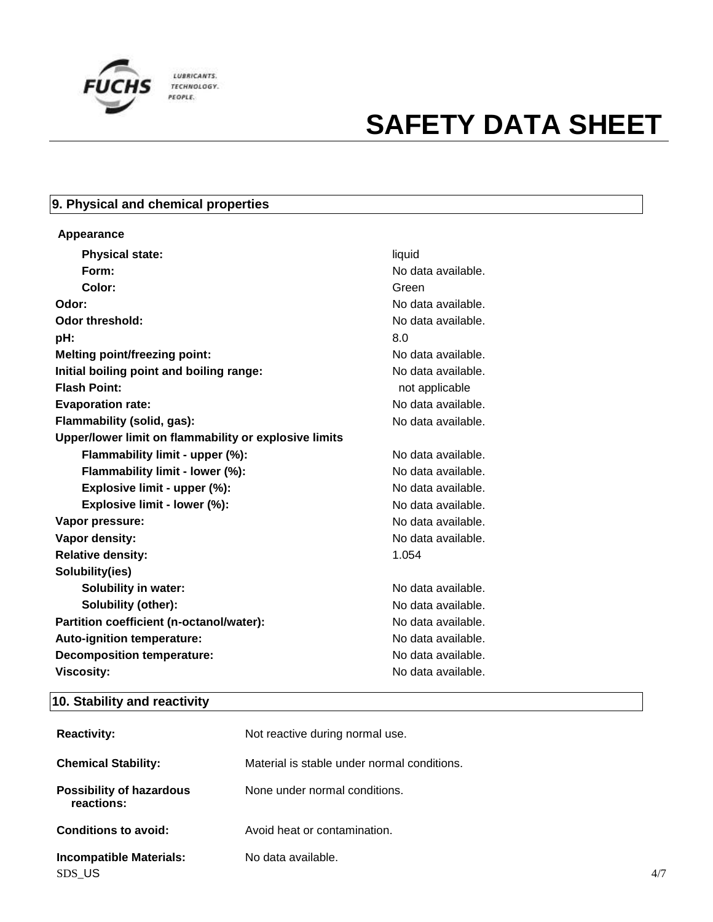# SAFETY DATA SHEET

## 9. Physical and chemical properties

**Appearance**

| | |
|---|---|
| **Physical state:** | liquid |
| **Form:** | No data available. |
| **Color:** | Green |
| **Odor:** | No data available. |
| **Odor threshold:** | No data available. |
| **pH:** | 8.0 |
| **Melting point/freezing point:** | No data available. |
| **Initial boiling point and boiling range:** | No data available. |
| **Flash Point:** | not applicable |
| **Evaporation rate:** | No data available. |
| **Flammability (solid, gas):** | No data available. |
| **Upper/lower limit on flammability or explosive limits** | |
| **Flammability limit - upper (%):** | No data available. |
| **Flammability limit - lower (%):** | No data available. |
| **Explosive limit - upper (%):** | No data available. |
| **Explosive limit - lower (%):** | No data available. |
| **Vapor pressure:** | No data available. |
| **Vapor density:** | No data available. |
| **Relative density:** | 1.054 |
| **Solubility(ies)** | |
| **Solubility in water:** | No data available. |
| **Solubility (other):** | No data available. |
| **Partition coefficient (n-octanol/water):** | No data available. |
| **Auto-ignition temperature:** | No data available. |
| **Decomposition temperature:** | No data available. |
| **Viscosity:** | No data available. |

## 10. Stability and reactivity

| | |
|---|---|
| **Reactivity:** | Not reactive during normal use. |
| **Chemical Stability:** | Material is stable under normal conditions. |
| **Possibility of hazardous reactions:** | None under normal conditions. |
| **Conditions to avoid:** | Avoid heat or contamination. |
| **Incompatible Materials:** | No data available. |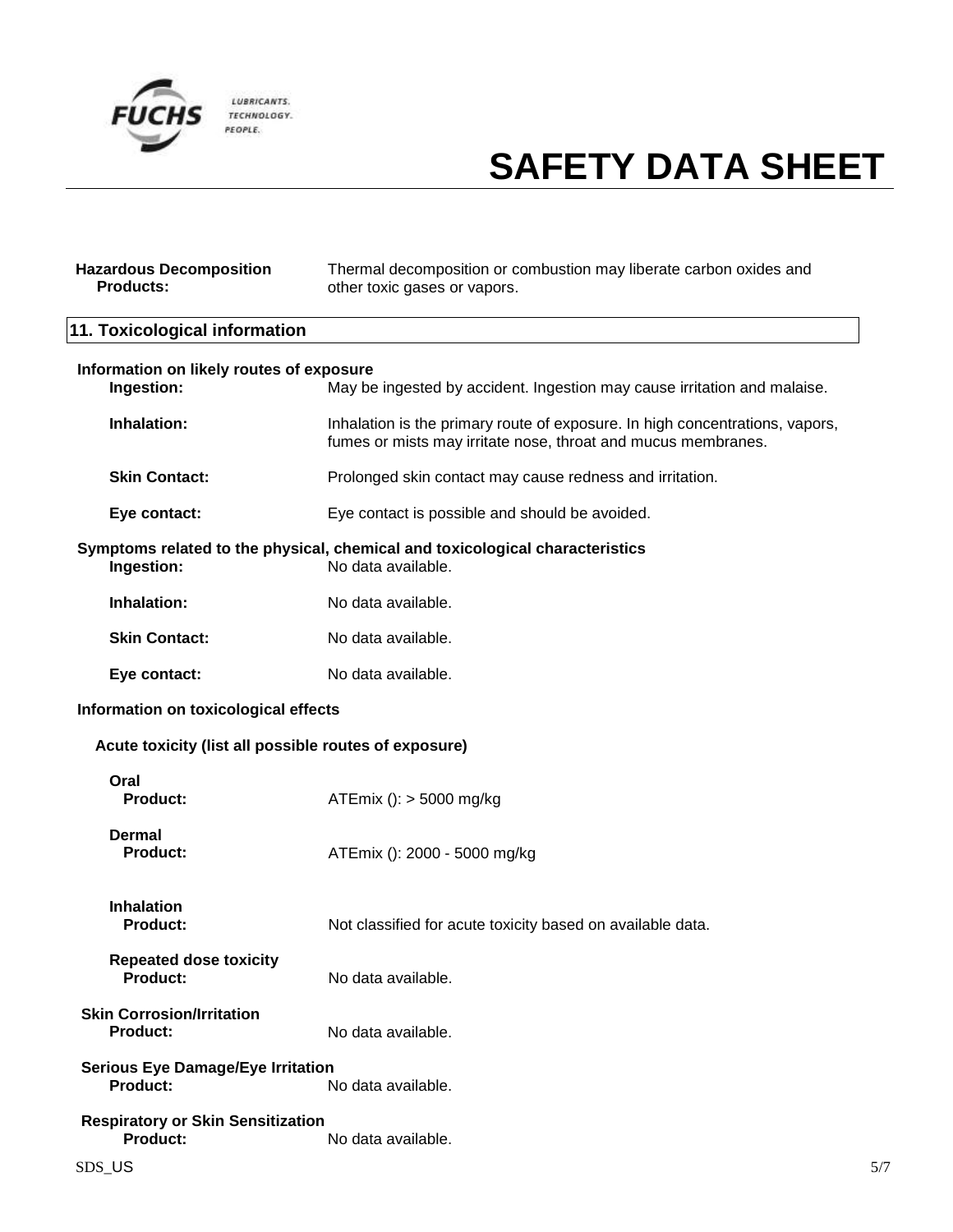**Hazardous Decomposition Products:** Thermal decomposition or combustion may liberate carbon oxides and other toxic gases or vapors.

## 11. Toxicological information

### Information on likely routes of exposure

**Ingestion:** May be ingested by accident. Ingestion may cause irritation and malaise.

**Inhalation:** Inhalation is the primary route of exposure. In high concentrations, vapors, fumes or mists may irritate nose, throat and mucus membranes.

**Skin Contact:** Prolonged skin contact may cause redness and irritation.

**Eye contact:** Eye contact is possible and should be avoided.

### Symptoms related to the physical, chemical and toxicological characteristics

**Ingestion:** No data available.

**Inhalation:** No data available.

**Skin Contact:** No data available.

**Eye contact:** No data available.

### Information on toxicological effects

**Acute toxicity (list all possible routes of exposure)**

**Oral**
**Product:** ATEmix (): > 5000 mg/kg

**Dermal**
**Product:** ATEmix (): 2000 - 5000 mg/kg

**Inhalation**
**Product:** Not classified for acute toxicity based on available data.

**Repeated dose toxicity**
**Product:** No data available.

**Skin Corrosion/Irritation**
**Product:** No data available.

**Serious Eye Damage/Eye Irritation**
**Product:** No data available.

**Respiratory or Skin Sensitization**
**Product:** No data available.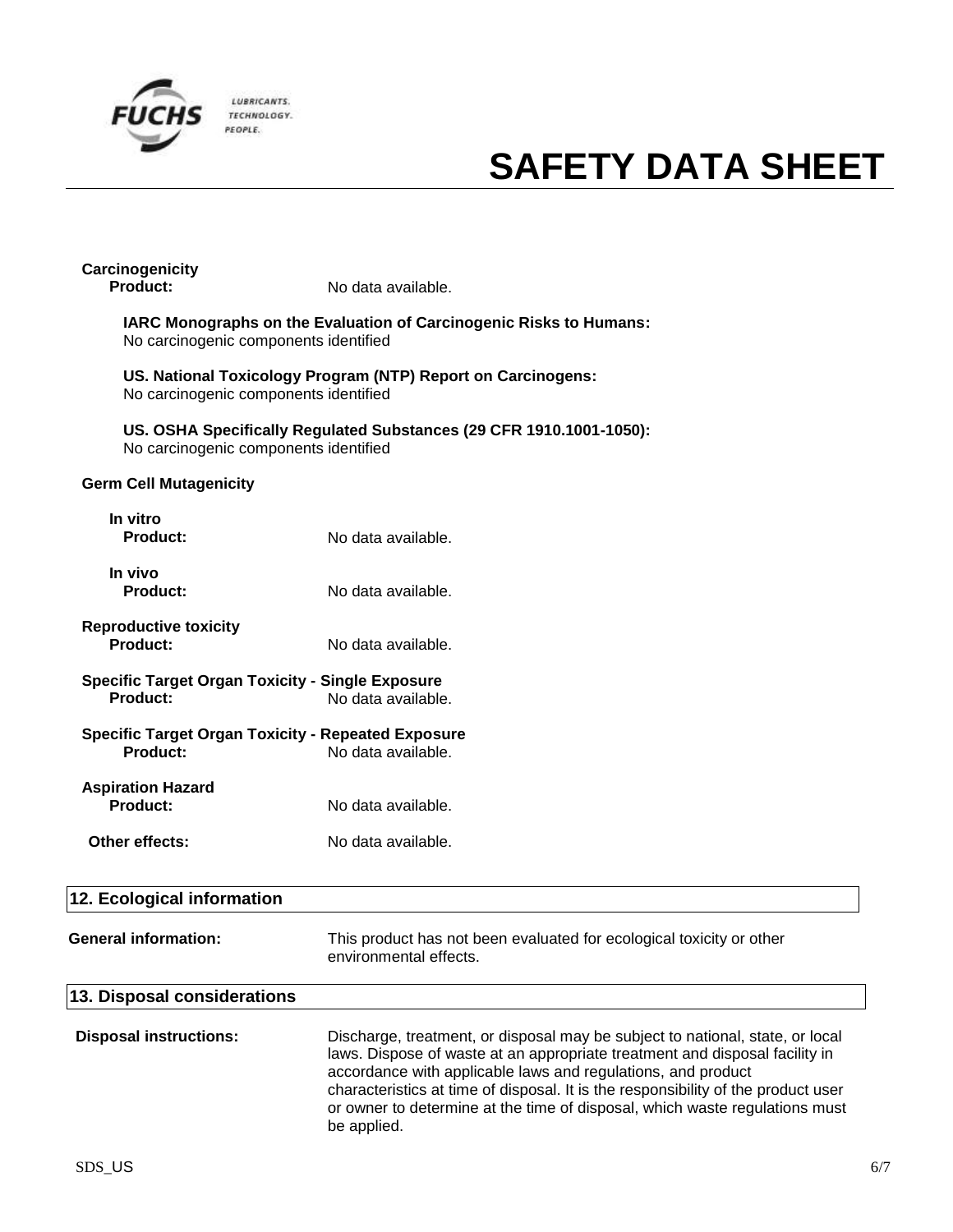**Carcinogenicity**

**Product:** No data available.

**IARC Monographs on the Evaluation of Carcinogenic Risks to Humans:**
No carcinogenic components identified

**US. National Toxicology Program (NTP) Report on Carcinogens:**
No carcinogenic components identified

**US. OSHA Specifically Regulated Substances (29 CFR 1910.1001-1050):**
No carcinogenic components identified

**Germ Cell Mutagenicity**

**In vitro**
**Product:** No data available.

**In vivo**
**Product:** No data available.

**Reproductive toxicity**
**Product:** No data available.

**Specific Target Organ Toxicity - Single Exposure**
**Product:** No data available.

**Specific Target Organ Toxicity - Repeated Exposure**
**Product:** No data available.

**Aspiration Hazard**
**Product:** No data available.

**Other effects:** No data available.

## 12. Ecological information

**General information:** This product has not been evaluated for ecological toxicity or other environmental effects.

## 13. Disposal considerations

**Disposal instructions:** Discharge, treatment, or disposal may be subject to national, state, or local laws. Dispose of waste at an appropriate treatment and disposal facility in accordance with applicable laws and regulations, and product characteristics at time of disposal. It is the responsibility of the product user or owner to determine at the time of disposal, which waste regulations must be applied.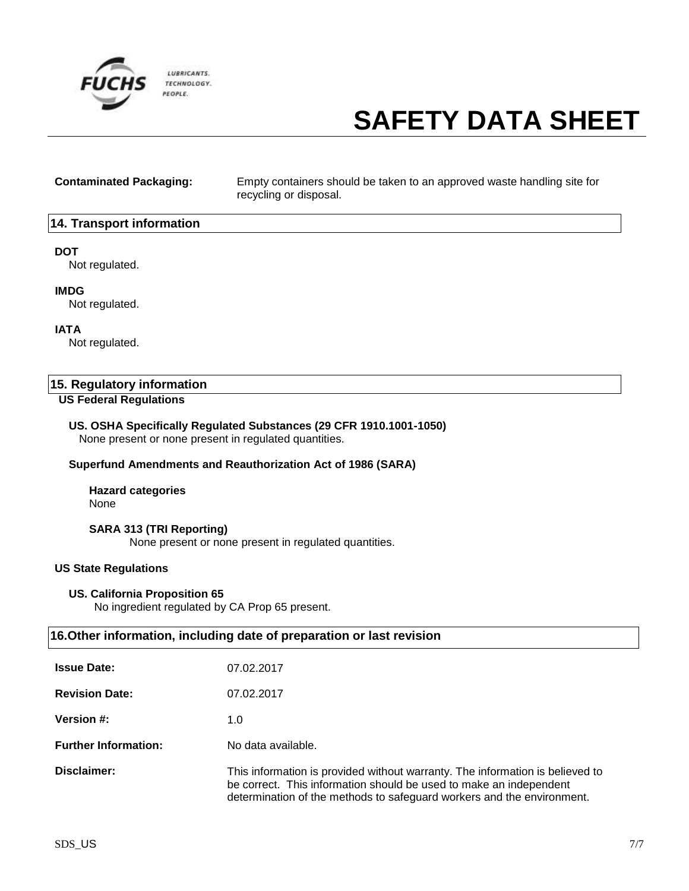**Contaminated Packaging:** Empty containers should be taken to an approved waste handling site for recycling or disposal.

## 14. Transport information

**DOT**
Not regulated.

**IMDG**
Not regulated.

**IATA**
Not regulated.

## 15. Regulatory information

**US Federal Regulations**

**US. OSHA Specifically Regulated Substances (29 CFR 1910.1001-1050)**
None present or none present in regulated quantities.

**Superfund Amendments and Reauthorization Act of 1986 (SARA)**

**Hazard categories**
None

**SARA 313 (TRI Reporting)**
None present or none present in regulated quantities.

**US State Regulations**

**US. California Proposition 65**
No ingredient regulated by CA Prop 65 present.

## 16.Other information, including date of preparation or last revision

**Issue Date:** 07.02.2017

**Revision Date:** 07.02.2017

**Version #:** 1.0

**Further Information:** No data available.

**Disclaimer:** This information is provided without warranty. The information is believed to be correct. This information should be used to make an independent determination of the methods to safeguard workers and the environment.